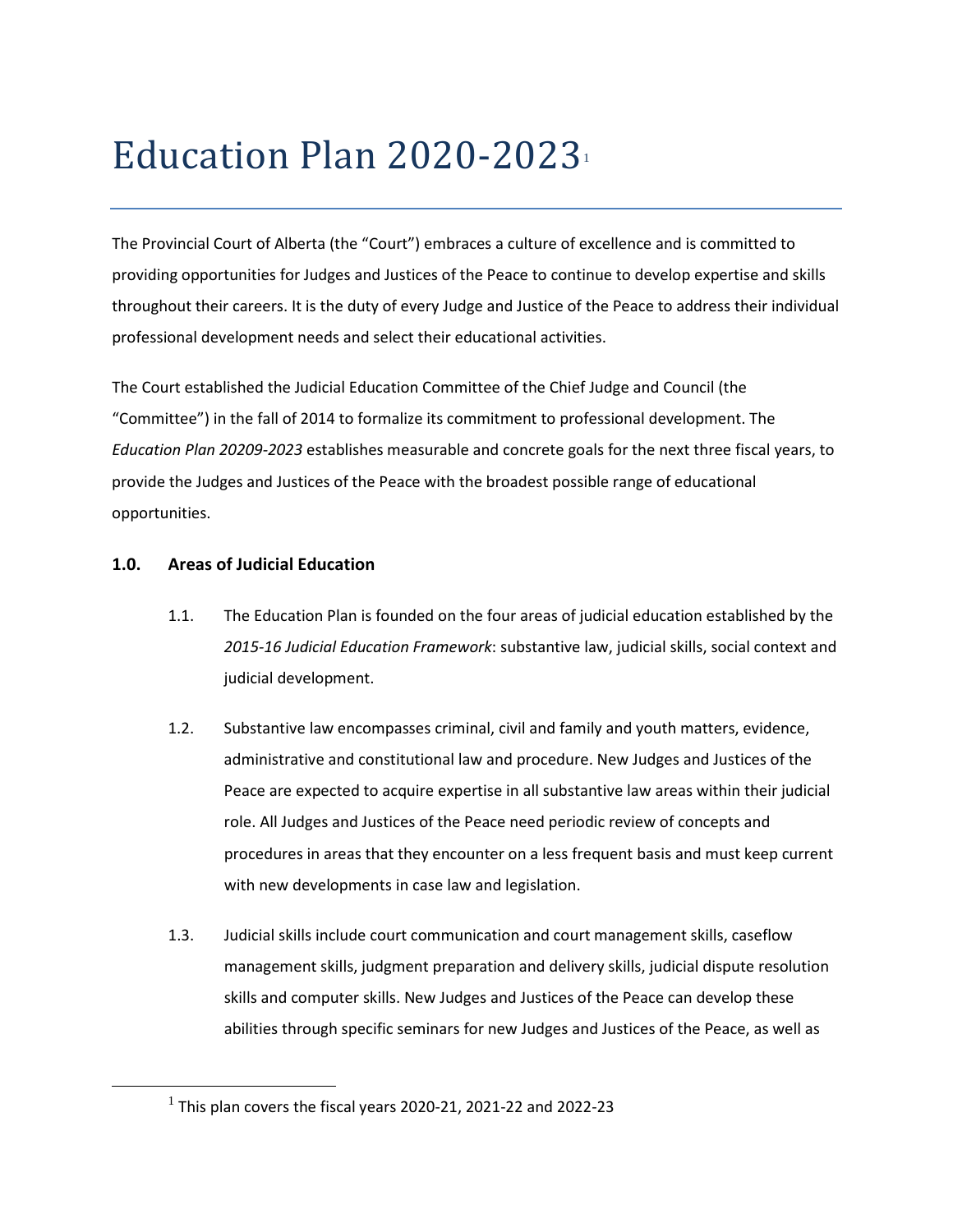# Education Plan 2020-2023[1]

The Provincial Court of Alberta (the "Court") embraces a culture of excellence and is committed to providing opportunities for Judges and Justices of the Peace to continue to develop expertise and skills throughout their careers. It is the duty of every Judge and Justice of the Peace to address their individual professional development needs and select their educational activities.

The Court established the Judicial Education Committee of the Chief Judge and Council (the "Committee") in the fall of 2014 to formalize its commitment to professional development. The *Education Plan 20209-2023* establishes measurable and concrete goals for the next three fiscal years, to provide the Judges and Justices of the Peace with the broadest possible range of educational opportunities.

## 1.0. Areas of Judicial Education

1.1. The Education Plan is founded on the four areas of judicial education established by the *2015-16 Judicial Education Framework*: substantive law, judicial skills, social context and judicial development.

1.2. Substantive law encompasses criminal, civil and family and youth matters, evidence, administrative and constitutional law and procedure. New Judges and Justices of the Peace are expected to acquire expertise in all substantive law areas within their judicial role. All Judges and Justices of the Peace need periodic review of concepts and procedures in areas that they encounter on a less frequent basis and must keep current with new developments in case law and legislation.

1.3. Judicial skills include court communication and court management skills, caseflow management skills, judgment preparation and delivery skills, judicial dispute resolution skills and computer skills. New Judges and Justices of the Peace can develop these abilities through specific seminars for new Judges and Justices of the Peace, as well as

[1] This plan covers the fiscal years 2020-21, 2021-22 and 2022-23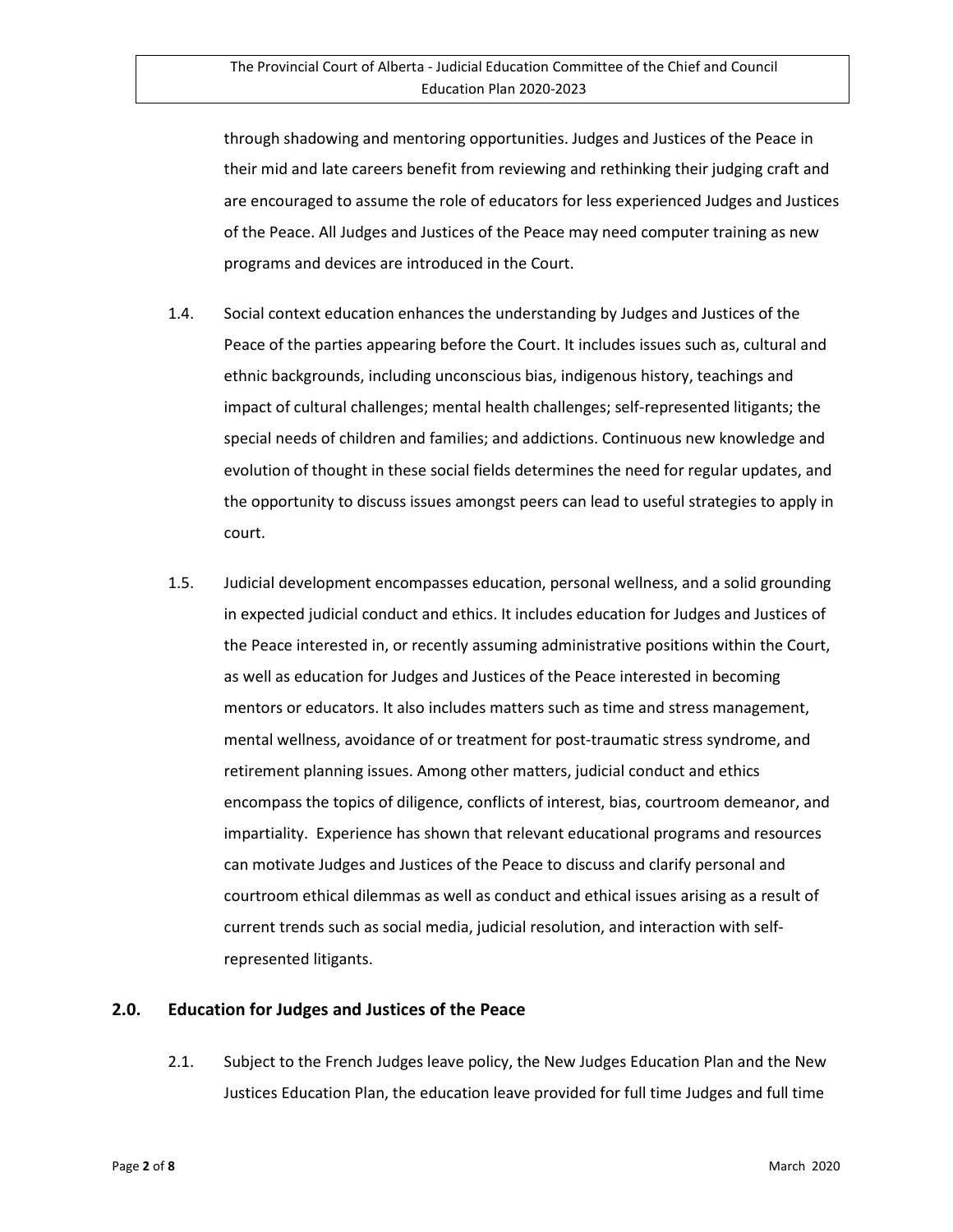through shadowing and mentoring opportunities. Judges and Justices of the Peace in their mid and late careers benefit from reviewing and rethinking their judging craft and are encouraged to assume the role of educators for less experienced Judges and Justices of the Peace. All Judges and Justices of the Peace may need computer training as new programs and devices are introduced in the Court.

1.4. Social context education enhances the understanding by Judges and Justices of the Peace of the parties appearing before the Court. It includes issues such as, cultural and ethnic backgrounds, including unconscious bias, indigenous history, teachings and impact of cultural challenges; mental health challenges; self-represented litigants; the special needs of children and families; and addictions. Continuous new knowledge and evolution of thought in these social fields determines the need for regular updates, and the opportunity to discuss issues amongst peers can lead to useful strategies to apply in court.

1.5. Judicial development encompasses education, personal wellness, and a solid grounding in expected judicial conduct and ethics. It includes education for Judges and Justices of the Peace interested in, or recently assuming administrative positions within the Court, as well as education for Judges and Justices of the Peace interested in becoming mentors or educators. It also includes matters such as time and stress management, mental wellness, avoidance of or treatment for post-traumatic stress syndrome, and retirement planning issues. Among other matters, judicial conduct and ethics encompass the topics of diligence, conflicts of interest, bias, courtroom demeanor, and impartiality. Experience has shown that relevant educational programs and resources can motivate Judges and Justices of the Peace to discuss and clarify personal and courtroom ethical dilemmas as well as conduct and ethical issues arising as a result of current trends such as social media, judicial resolution, and interaction with self-represented litigants.

## 2.0. Education for Judges and Justices of the Peace

2.1. Subject to the French Judges leave policy, the New Judges Education Plan and the New Justices Education Plan, the education leave provided for full time Judges and full time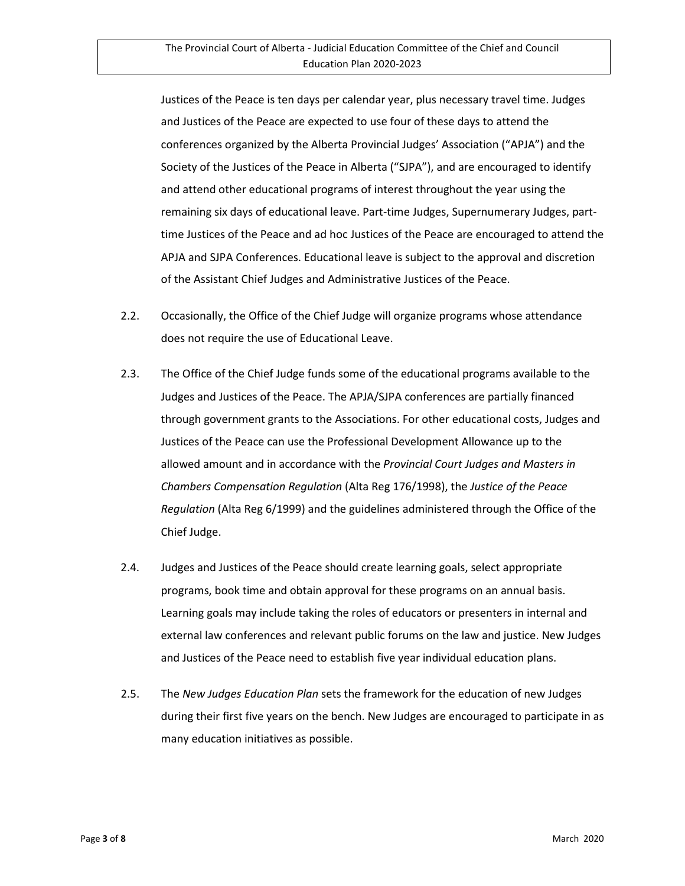Justices of the Peace is ten days per calendar year, plus necessary travel time. Judges and Justices of the Peace are expected to use four of these days to attend the conferences organized by the Alberta Provincial Judges' Association ("APJA") and the Society of the Justices of the Peace in Alberta ("SJPA"), and are encouraged to identify and attend other educational programs of interest throughout the year using the remaining six days of educational leave. Part-time Judges, Supernumerary Judges, part-time Justices of the Peace and ad hoc Justices of the Peace are encouraged to attend the APJA and SJPA Conferences. Educational leave is subject to the approval and discretion of the Assistant Chief Judges and Administrative Justices of the Peace.

2.2. Occasionally, the Office of the Chief Judge will organize programs whose attendance does not require the use of Educational Leave.

2.3. The Office of the Chief Judge funds some of the educational programs available to the Judges and Justices of the Peace. The APJA/SJPA conferences are partially financed through government grants to the Associations. For other educational costs, Judges and Justices of the Peace can use the Professional Development Allowance up to the allowed amount and in accordance with the *Provincial Court Judges and Masters in Chambers Compensation Regulation* (Alta Reg 176/1998), the *Justice of the Peace Regulation* (Alta Reg 6/1999) and the guidelines administered through the Office of the Chief Judge.

2.4. Judges and Justices of the Peace should create learning goals, select appropriate programs, book time and obtain approval for these programs on an annual basis. Learning goals may include taking the roles of educators or presenters in internal and external law conferences and relevant public forums on the law and justice. New Judges and Justices of the Peace need to establish five year individual education plans.

2.5. The *New Judges Education Plan* sets the framework for the education of new Judges during their first five years on the bench. New Judges are encouraged to participate in as many education initiatives as possible.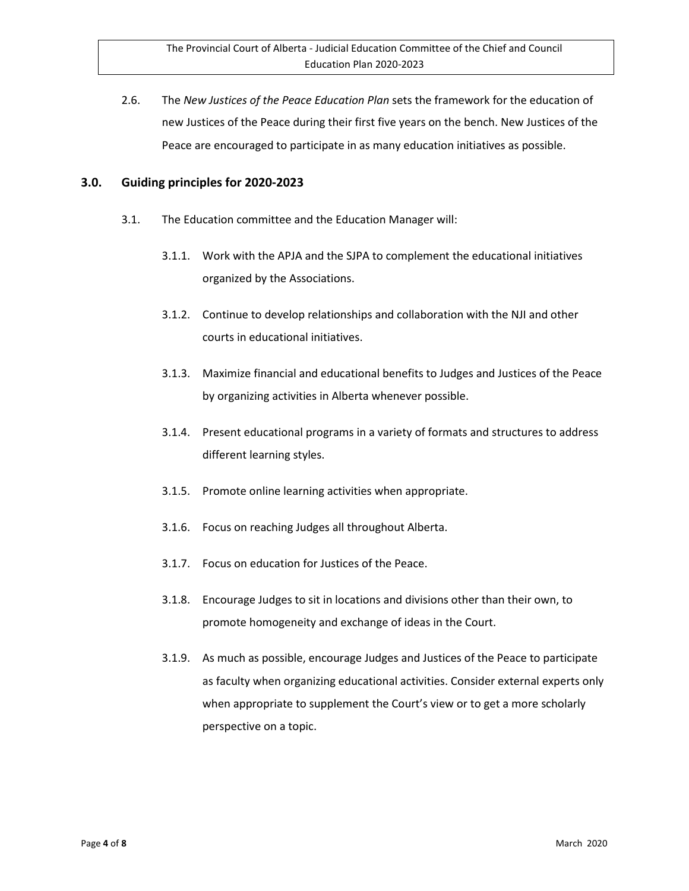2.6. The *New Justices of the Peace Education Plan* sets the framework for the education of new Justices of the Peace during their first five years on the bench. New Justices of the Peace are encouraged to participate in as many education initiatives as possible.

## 3.0. Guiding principles for 2020-2023

3.1. The Education committee and the Education Manager will:

3.1.1. Work with the APJA and the SJPA to complement the educational initiatives organized by the Associations.

3.1.2. Continue to develop relationships and collaboration with the NJI and other courts in educational initiatives.

3.1.3. Maximize financial and educational benefits to Judges and Justices of the Peace by organizing activities in Alberta whenever possible.

3.1.4. Present educational programs in a variety of formats and structures to address different learning styles.

3.1.5. Promote online learning activities when appropriate.

3.1.6. Focus on reaching Judges all throughout Alberta.

3.1.7. Focus on education for Justices of the Peace.

3.1.8. Encourage Judges to sit in locations and divisions other than their own, to promote homogeneity and exchange of ideas in the Court.

3.1.9. As much as possible, encourage Judges and Justices of the Peace to participate as faculty when organizing educational activities. Consider external experts only when appropriate to supplement the Court's view or to get a more scholarly perspective on a topic.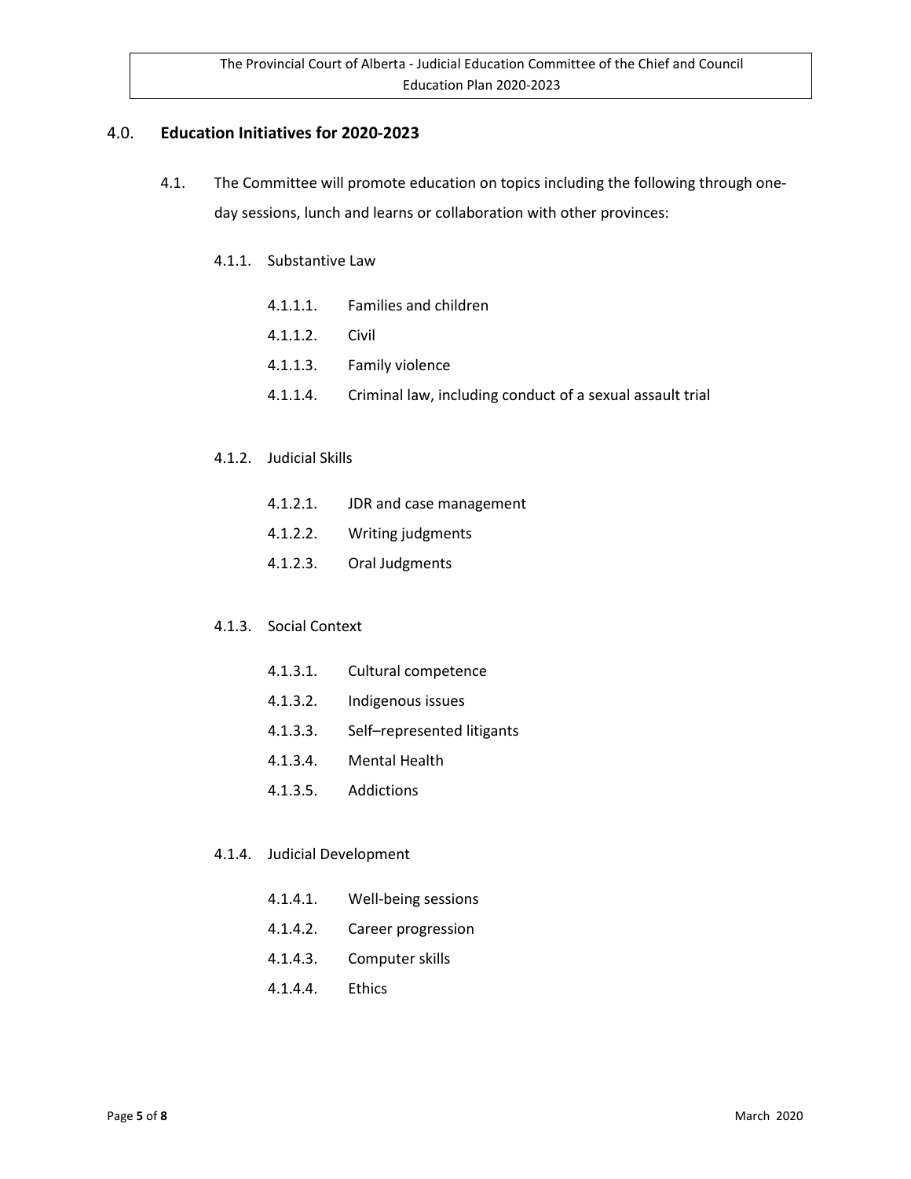## 4.0. Education Initiatives for 2020-2023

4.1. The Committee will promote education on topics including the following through one-day sessions, lunch and learns or collaboration with other provinces:

4.1.1. Substantive Law

- 4.1.1.1. Families and children
- 4.1.1.2. Civil
- 4.1.1.3. Family violence
- 4.1.1.4. Criminal law, including conduct of a sexual assault trial

4.1.2. Judicial Skills

- 4.1.2.1. JDR and case management
- 4.1.2.2. Writing judgments
- 4.1.2.3. Oral Judgments

4.1.3. Social Context

- 4.1.3.1. Cultural competence
- 4.1.3.2. Indigenous issues
- 4.1.3.3. Self–represented litigants
- 4.1.3.4. Mental Health
- 4.1.3.5. Addictions

4.1.4. Judicial Development

- 4.1.4.1. Well-being sessions
- 4.1.4.2. Career progression
- 4.1.4.3. Computer skills
- 4.1.4.4. Ethics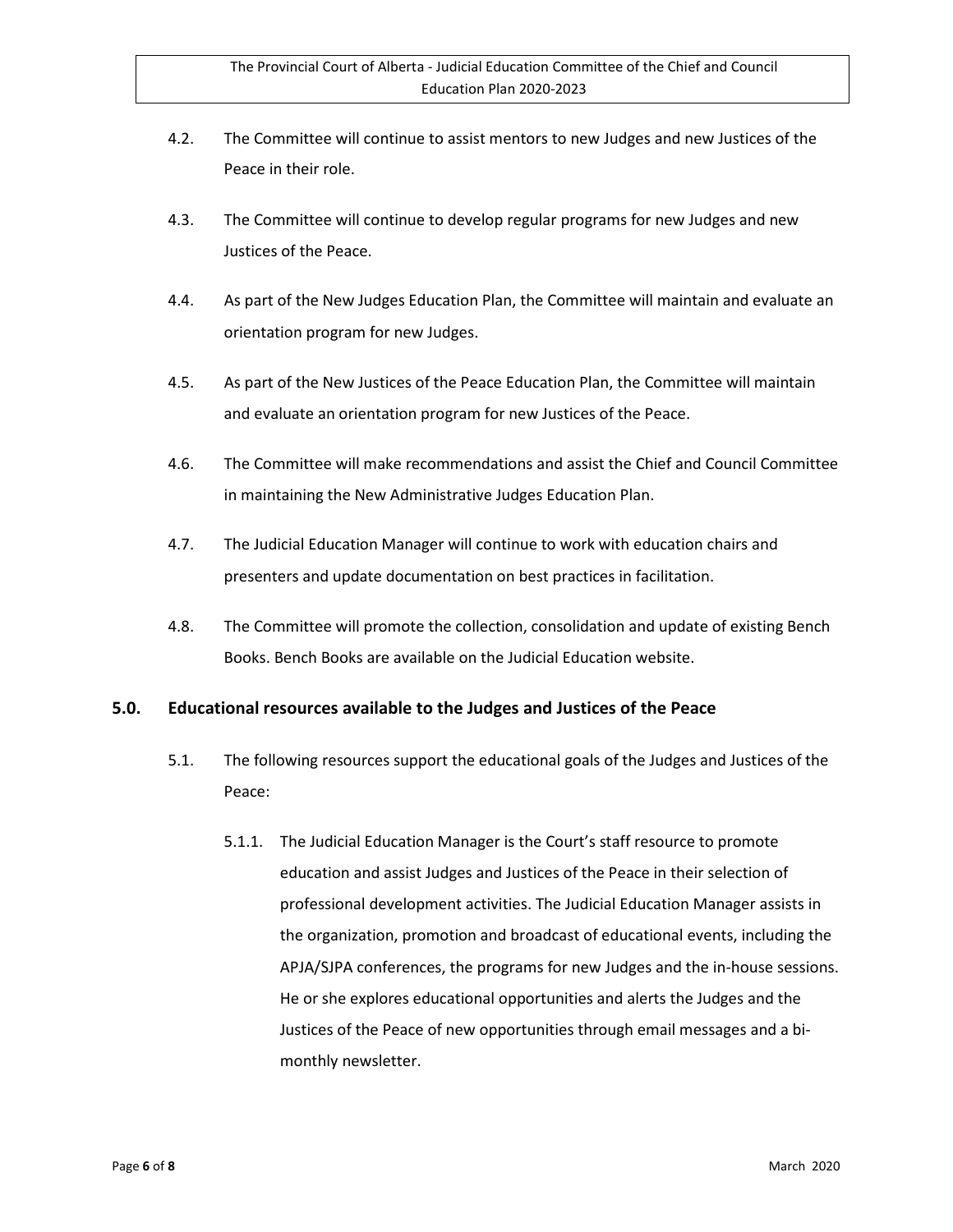4.2. The Committee will continue to assist mentors to new Judges and new Justices of the Peace in their role.

4.3. The Committee will continue to develop regular programs for new Judges and new Justices of the Peace.

4.4. As part of the New Judges Education Plan, the Committee will maintain and evaluate an orientation program for new Judges.

4.5. As part of the New Justices of the Peace Education Plan, the Committee will maintain and evaluate an orientation program for new Justices of the Peace.

4.6. The Committee will make recommendations and assist the Chief and Council Committee in maintaining the New Administrative Judges Education Plan.

4.7. The Judicial Education Manager will continue to work with education chairs and presenters and update documentation on best practices in facilitation.

4.8. The Committee will promote the collection, consolidation and update of existing Bench Books. Bench Books are available on the Judicial Education website.

## 5.0. Educational resources available to the Judges and Justices of the Peace

5.1. The following resources support the educational goals of the Judges and Justices of the Peace:

5.1.1. The Judicial Education Manager is the Court's staff resource to promote education and assist Judges and Justices of the Peace in their selection of professional development activities. The Judicial Education Manager assists in the organization, promotion and broadcast of educational events, including the APJA/SJPA conferences, the programs for new Judges and the in-house sessions. He or she explores educational opportunities and alerts the Judges and the Justices of the Peace of new opportunities through email messages and a bi-monthly newsletter.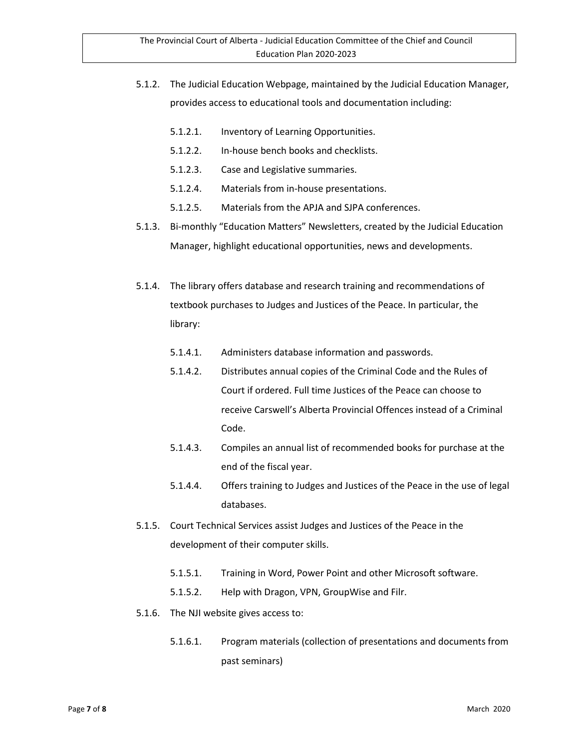5.1.2. The Judicial Education Webpage, maintained by the Judicial Education Manager, provides access to educational tools and documentation including:

- 5.1.2.1. Inventory of Learning Opportunities.
- 5.1.2.2. In-house bench books and checklists.
- 5.1.2.3. Case and Legislative summaries.
- 5.1.2.4. Materials from in-house presentations.
- 5.1.2.5. Materials from the APJA and SJPA conferences.

5.1.3. Bi-monthly "Education Matters" Newsletters, created by the Judicial Education Manager, highlight educational opportunities, news and developments.

5.1.4. The library offers database and research training and recommendations of textbook purchases to Judges and Justices of the Peace. In particular, the library:

- 5.1.4.1. Administers database information and passwords.
- 5.1.4.2. Distributes annual copies of the Criminal Code and the Rules of Court if ordered. Full time Justices of the Peace can choose to receive Carswell's Alberta Provincial Offences instead of a Criminal Code.
- 5.1.4.3. Compiles an annual list of recommended books for purchase at the end of the fiscal year.
- 5.1.4.4. Offers training to Judges and Justices of the Peace in the use of legal databases.

5.1.5. Court Technical Services assist Judges and Justices of the Peace in the development of their computer skills.

- 5.1.5.1. Training in Word, Power Point and other Microsoft software.
- 5.1.5.2. Help with Dragon, VPN, GroupWise and Filr.

5.1.6. The NJI website gives access to:

- 5.1.6.1. Program materials (collection of presentations and documents from past seminars)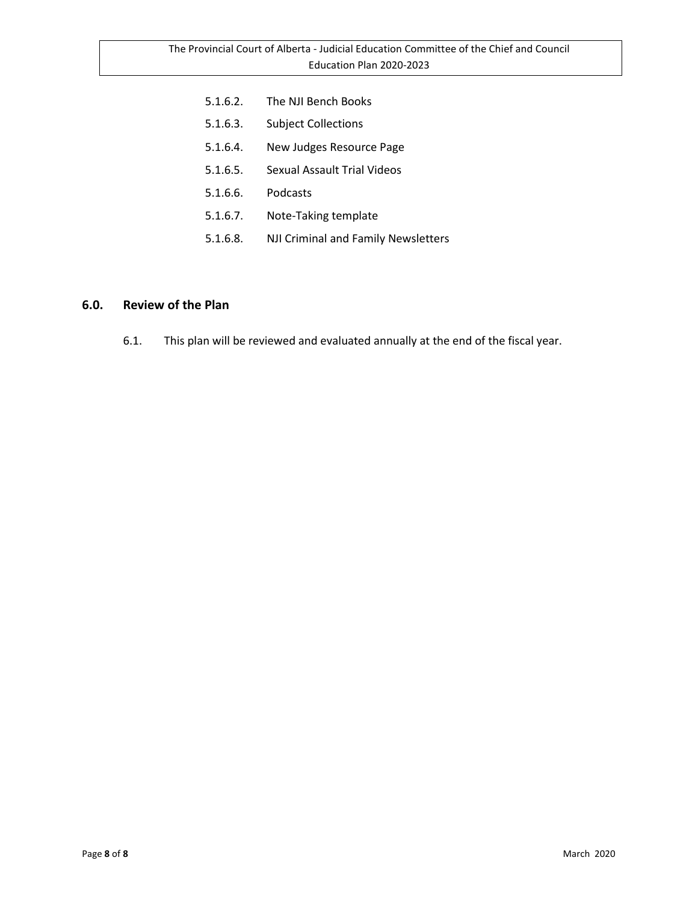- 5.1.6.2. The NJI Bench Books
- 5.1.6.3. Subject Collections
- 5.1.6.4. New Judges Resource Page
- 5.1.6.5. Sexual Assault Trial Videos
- 5.1.6.6. Podcasts
- 5.1.6.7. Note-Taking template
- 5.1.6.8. NJI Criminal and Family Newsletters

## 6.0. Review of the Plan

6.1. This plan will be reviewed and evaluated annually at the end of the fiscal year.